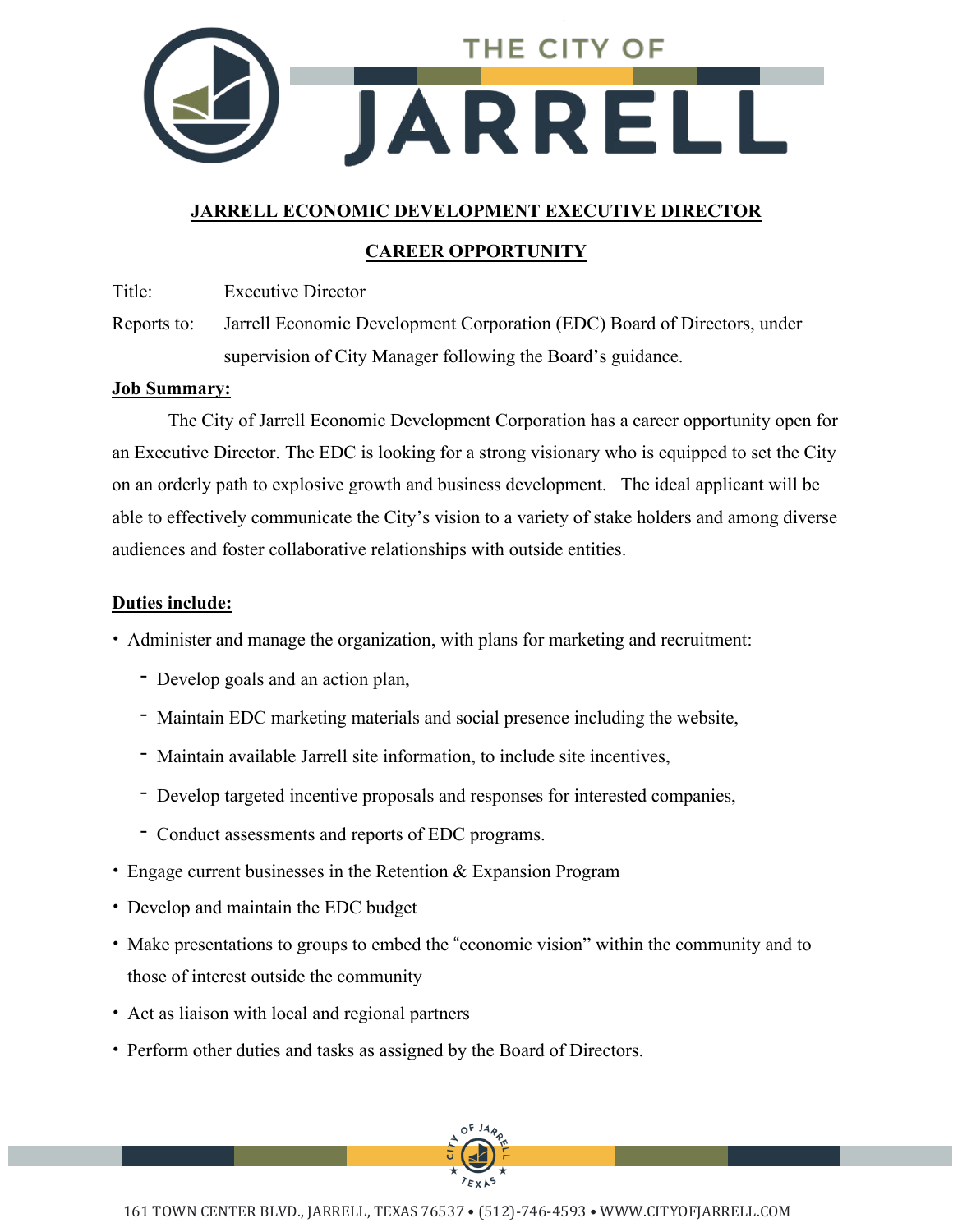# JARRELL ECONOMIC DEVELOPMENT EXECUTIVE DIRECTOR

## CAREER OPPORTUNITY

Title: Executive Director

Reports to: Jarrell Economic Development Corporation (EDC) Board of Directors, under supervision of City Manager following the Board's guidance.

**Job Summary:**

The City of Jarrell Economic Development Corporation has a career opportunity open for an Executive Director. The EDC is looking for a strong visionary who is equipped to set the City on an orderly path to explosive growth and business development. The ideal applicant will be able to effectively communicate the City's vision to a variety of stake holders and among diverse audiences and foster collaborative relationships with outside entities.

**Duties include:**

- Administer and manage the organization, with plans for marketing and recruitment:
  - Develop goals and an action plan,
  - Maintain EDC marketing materials and social presence including the website,
  - Maintain available Jarrell site information, to include site incentives,
  - Develop targeted incentive proposals and responses for interested companies,
  - Conduct assessments and reports of EDC programs.
- Engage current businesses in the Retention & Expansion Program
- Develop and maintain the EDC budget
- Make presentations to groups to embed the "economic vision" within the community and to those of interest outside the community
- Act as liaison with local and regional partners
- Perform other duties and tasks as assigned by the Board of Directors.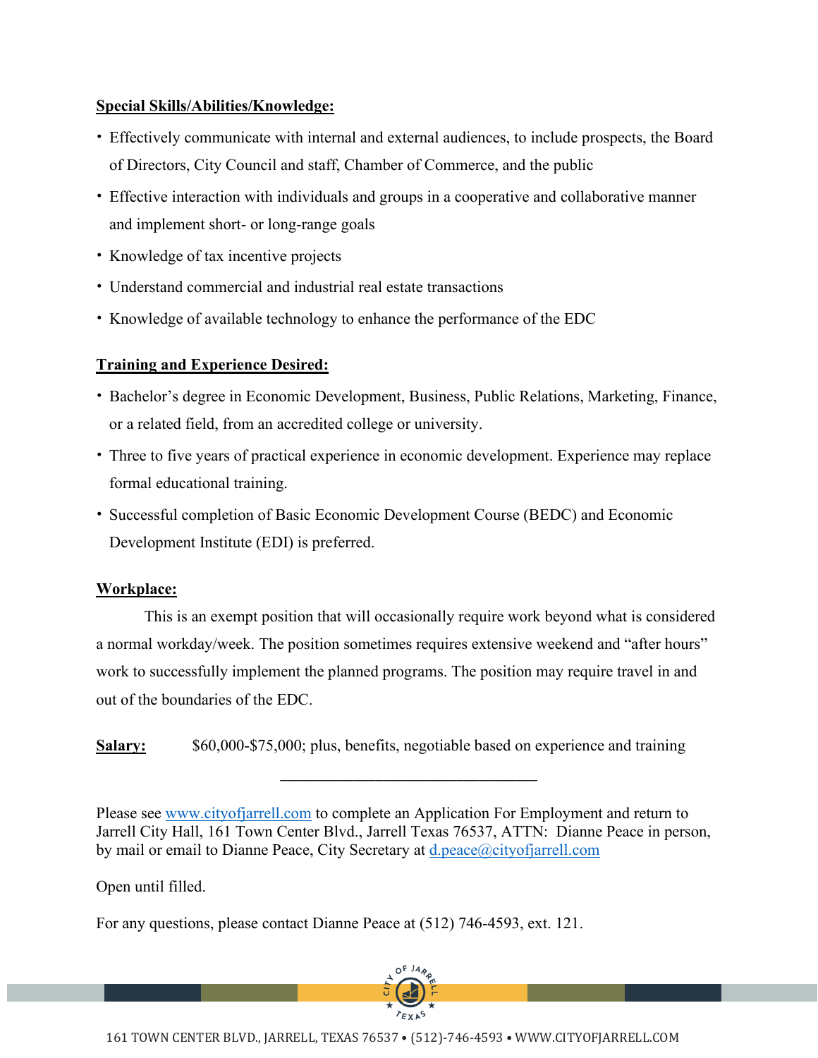**Special Skills/Abilities/Knowledge:**

- Effectively communicate with internal and external audiences, to include prospects, the Board of Directors, City Council and staff, Chamber of Commerce, and the public
- Effective interaction with individuals and groups in a cooperative and collaborative manner and implement short- or long-range goals
- Knowledge of tax incentive projects
- Understand commercial and industrial real estate transactions
- Knowledge of available technology to enhance the performance of the EDC

**Training and Experience Desired:**

- Bachelor's degree in Economic Development, Business, Public Relations, Marketing, Finance, or a related field, from an accredited college or university.
- Three to five years of practical experience in economic development. Experience may replace formal educational training.
- Successful completion of Basic Economic Development Course (BEDC) and Economic Development Institute (EDI) is preferred.

**Workplace:**

This is an exempt position that will occasionally require work beyond what is considered a normal workday/week. The position sometimes requires extensive weekend and "after hours" work to successfully implement the planned programs. The position may require travel in and out of the boundaries of the EDC.

**Salary:** $60,000-$75,000; plus, benefits, negotiable based on experience and training

---

Please see www.cityofjarrell.com to complete an Application For Employment and return to Jarrell City Hall, 161 Town Center Blvd., Jarrell Texas 76537, ATTN: Dianne Peace in person, by mail or email to Dianne Peace, City Secretary at d.peace@cityofjarrell.com

Open until filled.

For any questions, please contact Dianne Peace at (512) 746-4593, ext. 121.